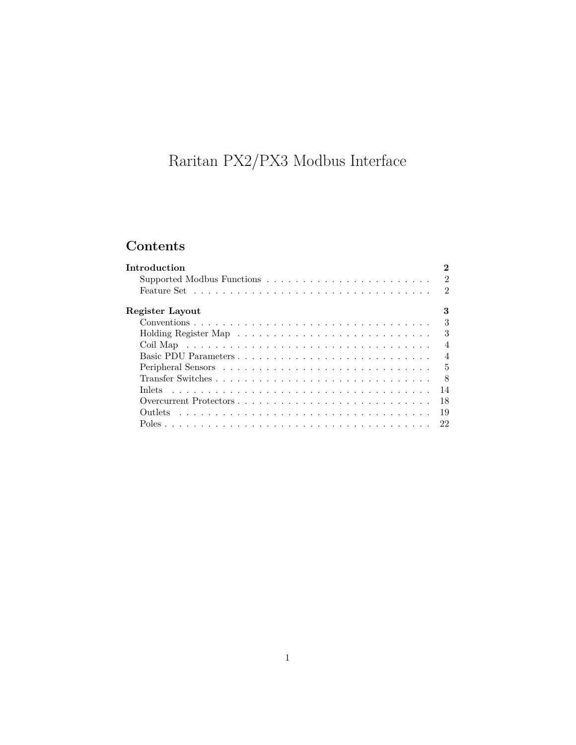# Raritan PX2/PX3 Modbus Interface

## Contents

**Introduction** **2**
- Supported Modbus Functions . . . . . . . . . . 2
- Feature Set . . . . . . . . . . 2

**Register Layout** **3**
- Conventions . . . . . . . . . . 3
- Holding Register Map . . . . . . . . . . 3
- Coil Map . . . . . . . . . . 4
- Basic PDU Parameters . . . . . . . . . . 4
- Peripheral Sensors . . . . . . . . . . 5
- Transfer Switches . . . . . . . . . . 8
- Inlets . . . . . . . . . . 14
- Overcurrent Protectors . . . . . . . . . . 18
- Outlets . . . . . . . . . . 19
- Poles . . . . . . . . . . 22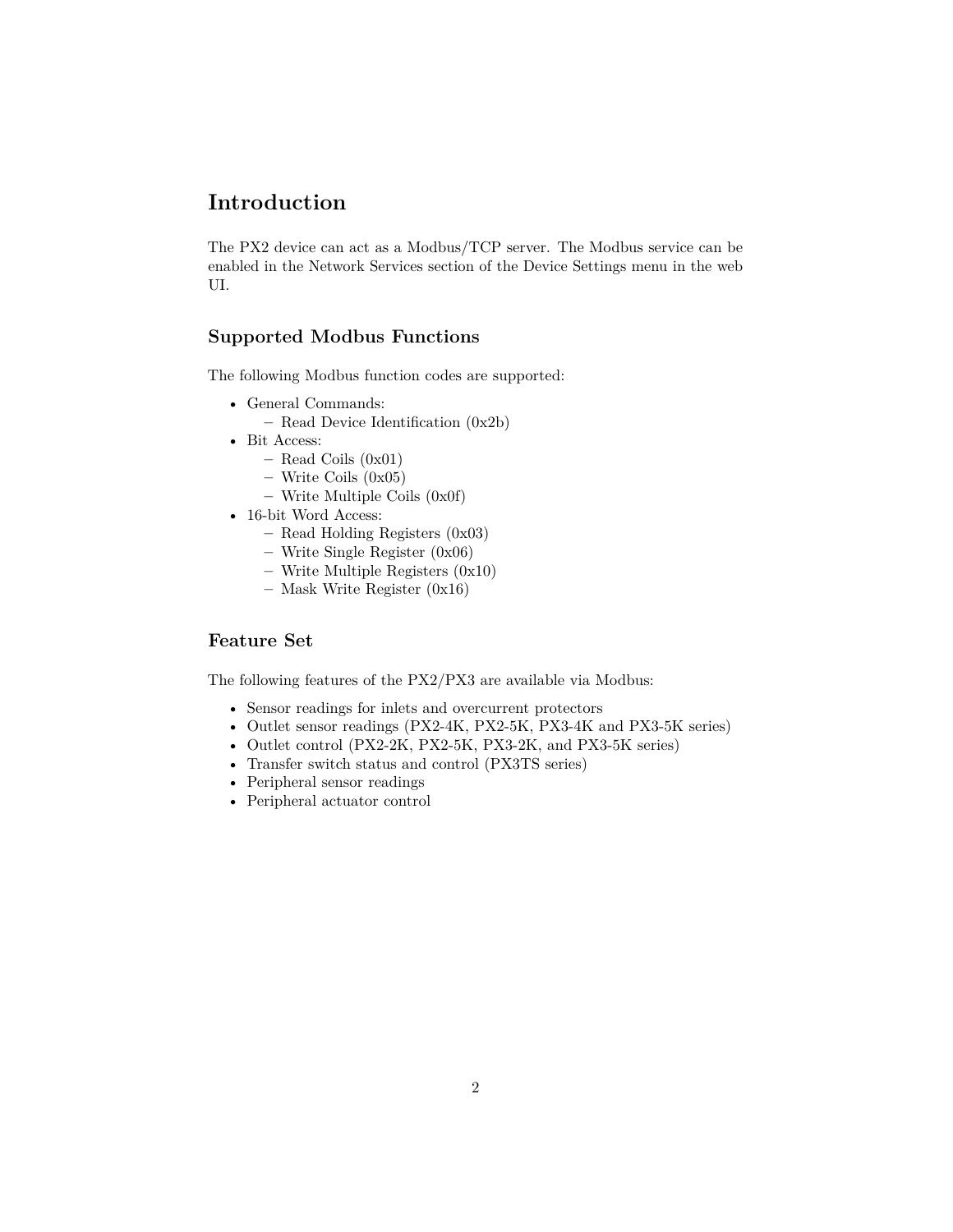# Introduction

The PX2 device can act as a Modbus/TCP server. The Modbus service can be enabled in the Network Services section of the Device Settings menu in the web UI.

## Supported Modbus Functions

The following Modbus function codes are supported:

- General Commands:
  - Read Device Identification (0x2b)
- Bit Access:
  - Read Coils (0x01)
  - Write Coils (0x05)
  - Write Multiple Coils (0x0f)
- 16-bit Word Access:
  - Read Holding Registers (0x03)
  - Write Single Register (0x06)
  - Write Multiple Registers (0x10)
  - Mask Write Register (0x16)

## Feature Set

The following features of the PX2/PX3 are available via Modbus:

- Sensor readings for inlets and overcurrent protectors
- Outlet sensor readings (PX2-4K, PX2-5K, PX3-4K and PX3-5K series)
- Outlet control (PX2-2K, PX2-5K, PX3-2K, and PX3-5K series)
- Transfer switch status and control (PX3TS series)
- Peripheral sensor readings
- Peripheral actuator control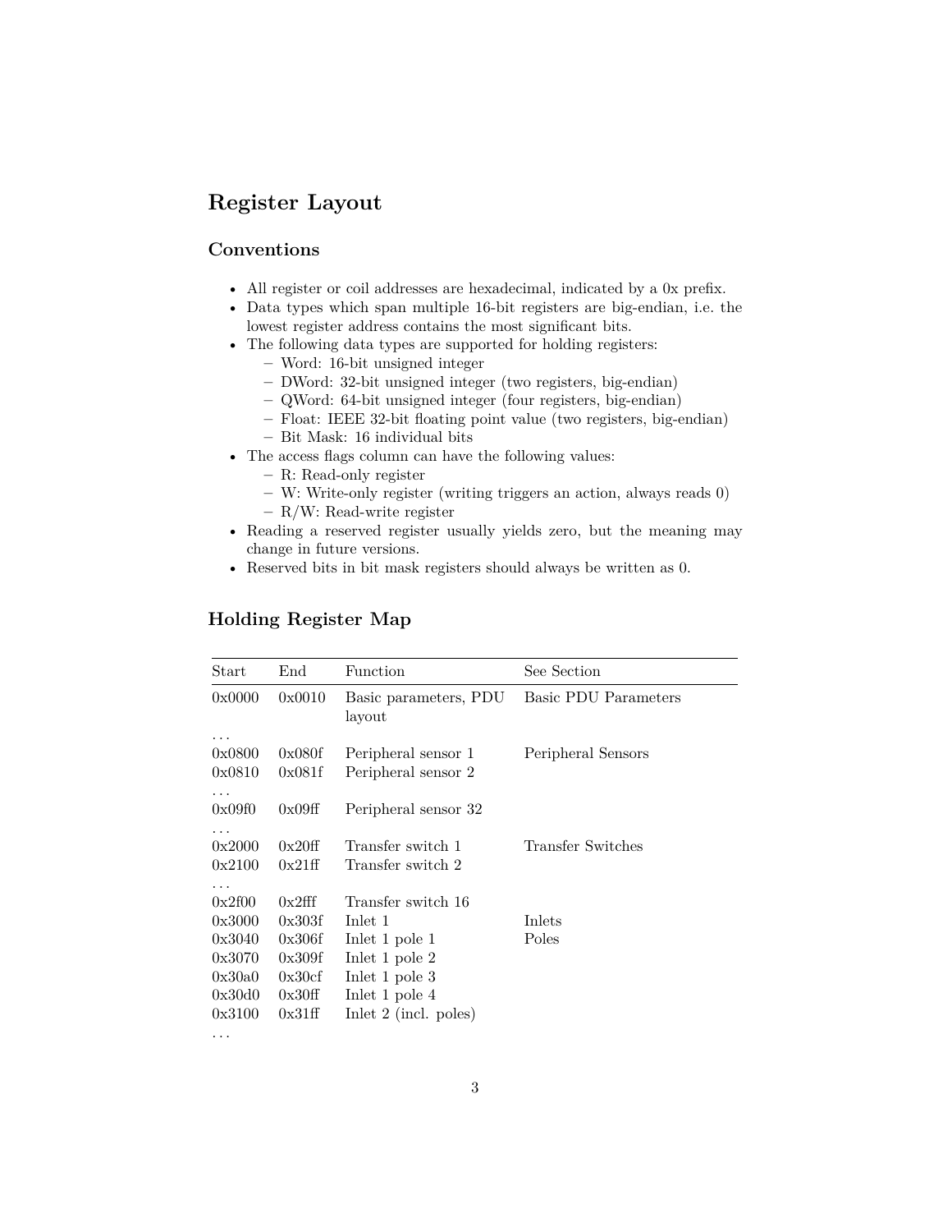## Register Layout

### Conventions

- All register or coil addresses are hexadecimal, indicated by a 0x prefix.
- Data types which span multiple 16-bit registers are big-endian, i.e. the lowest register address contains the most significant bits.
- The following data types are supported for holding registers:
  - Word: 16-bit unsigned integer
  - DWord: 32-bit unsigned integer (two registers, big-endian)
  - QWord: 64-bit unsigned integer (four registers, big-endian)
  - Float: IEEE 32-bit floating point value (two registers, big-endian)
  - Bit Mask: 16 individual bits
- The access flags column can have the following values:
  - R: Read-only register
  - W: Write-only register (writing triggers an action, always reads 0)
  - R/W: Read-write register
- Reading a reserved register usually yields zero, but the meaning may change in future versions.
- Reserved bits in bit mask registers should always be written as 0.

### Holding Register Map

| Start | End | Function | See Section |
|---|---|---|---|
| 0x0000 | 0x0010 | Basic parameters, PDU layout | Basic PDU Parameters |
| … | | | |
| 0x0800 | 0x080f | Peripheral sensor 1 | Peripheral Sensors |
| 0x0810 | 0x081f | Peripheral sensor 2 | |
| … | | | |
| 0x09f0 | 0x09ff | Peripheral sensor 32 | |
| … | | | |
| 0x2000 | 0x20ff | Transfer switch 1 | Transfer Switches |
| 0x2100 | 0x21ff | Transfer switch 2 | |
| … | | | |
| 0x2f00 | 0x2fff | Transfer switch 16 | |
| 0x3000 | 0x303f | Inlet 1 | Inlets |
| 0x3040 | 0x306f | Inlet 1 pole 1 | Poles |
| 0x3070 | 0x309f | Inlet 1 pole 2 | |
| 0x30a0 | 0x30cf | Inlet 1 pole 3 | |
| 0x30d0 | 0x30ff | Inlet 1 pole 4 | |
| 0x3100 | 0x31ff | Inlet 2 (incl. poles) | |
| … | | | |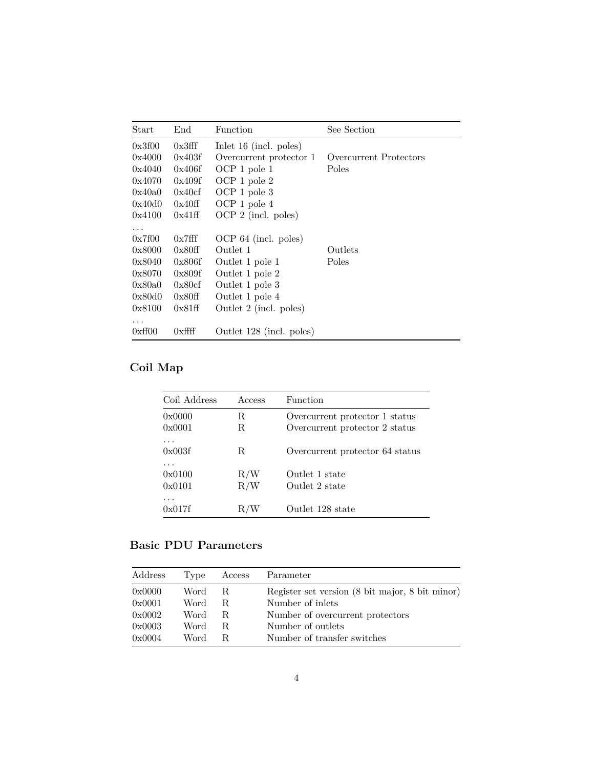| Start | End | Function | See Section |
|---|---|---|---|
| 0x3f00 | 0x3fff | Inlet 16 (incl. poles) | |
| 0x4000 | 0x403f | Overcurrent protector 1 | Overcurrent Protectors |
| 0x4040 | 0x406f | OCP 1 pole 1 | Poles |
| 0x4070 | 0x409f | OCP 1 pole 2 | |
| 0x40a0 | 0x40cf | OCP 1 pole 3 | |
| 0x40d0 | 0x40ff | OCP 1 pole 4 | |
| 0x4100 | 0x41ff | OCP 2 (incl. poles) | |
| ... | | | |
| 0x7f00 | 0x7fff | OCP 64 (incl. poles) | |
| 0x8000 | 0x80ff | Outlet 1 | Outlets |
| 0x8040 | 0x806f | Outlet 1 pole 1 | Poles |
| 0x8070 | 0x809f | Outlet 1 pole 2 | |
| 0x80a0 | 0x80cf | Outlet 1 pole 3 | |
| 0x80d0 | 0x80ff | Outlet 1 pole 4 | |
| 0x8100 | 0x81ff | Outlet 2 (incl. poles) | |
| ... | | | |
| 0xff00 | 0xffff | Outlet 128 (incl. poles) | |

## Coil Map

| Coil Address | Access | Function |
|---|---|---|
| 0x0000 | R | Overcurrent protector 1 status |
| 0x0001 | R | Overcurrent protector 2 status |
| ... | | |
| 0x003f | R | Overcurrent protector 64 status |
| ... | | |
| 0x0100 | R/W | Outlet 1 state |
| 0x0101 | R/W | Outlet 2 state |
| ... | | |
| 0x017f | R/W | Outlet 128 state |

## Basic PDU Parameters

| Address | Type | Access | Parameter |
|---|---|---|---|
| 0x0000 | Word | R | Register set version (8 bit major, 8 bit minor) |
| 0x0001 | Word | R | Number of inlets |
| 0x0002 | Word | R | Number of overcurrent protectors |
| 0x0003 | Word | R | Number of outlets |
| 0x0004 | Word | R | Number of transfer switches |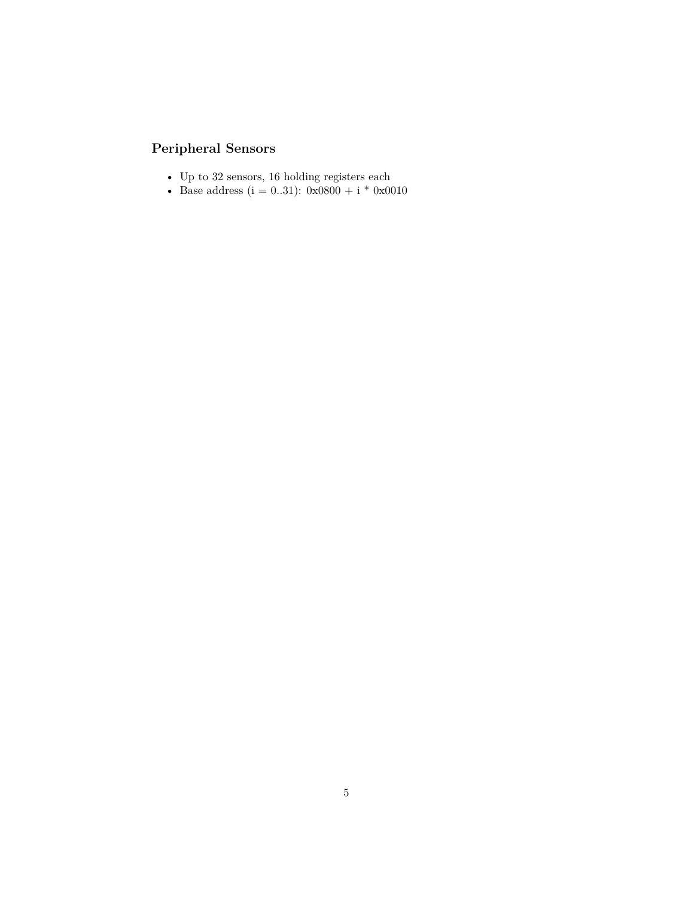## Peripheral Sensors

- Up to 32 sensors, 16 holding registers each
- Base address (i = 0..31): 0x0800 + i * 0x0010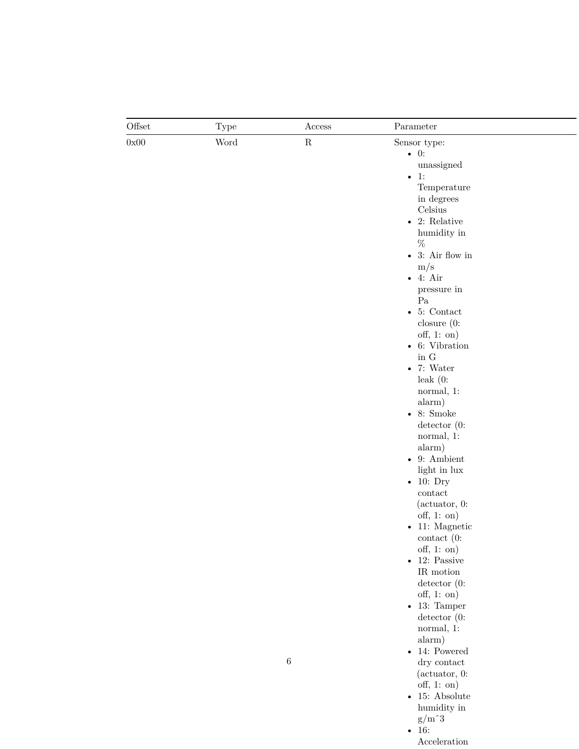| Offset | Type | Access | Parameter |
| --- | --- | --- | --- |
| 0x00 | Word | R | Sensor type:<br>• 0: unassigned<br>• 1: Temperature in degrees Celsius<br>• 2: Relative humidity in %<br>• 3: Air flow in m/s<br>• 4: Air pressure in Pa<br>• 5: Contact closure (0: off, 1: on)<br>• 6: Vibration in G<br>• 7: Water leak (0: normal, 1: alarm)<br>• 8: Smoke detector (0: normal, 1: alarm)<br>• 9: Ambient light in lux<br>• 10: Dry contact (actuator, 0: off, 1: on)<br>• 11: Magnetic contact (0: off, 1: on)<br>• 12: Passive IR motion detector (0: off, 1: on)<br>• 13: Tamper detector (0: normal, 1: alarm)<br>• 14: Powered dry contact (actuator, 0: off, 1: on)<br>• 15: Absolute humidity in g/m^3<br>• 16: Acceleration |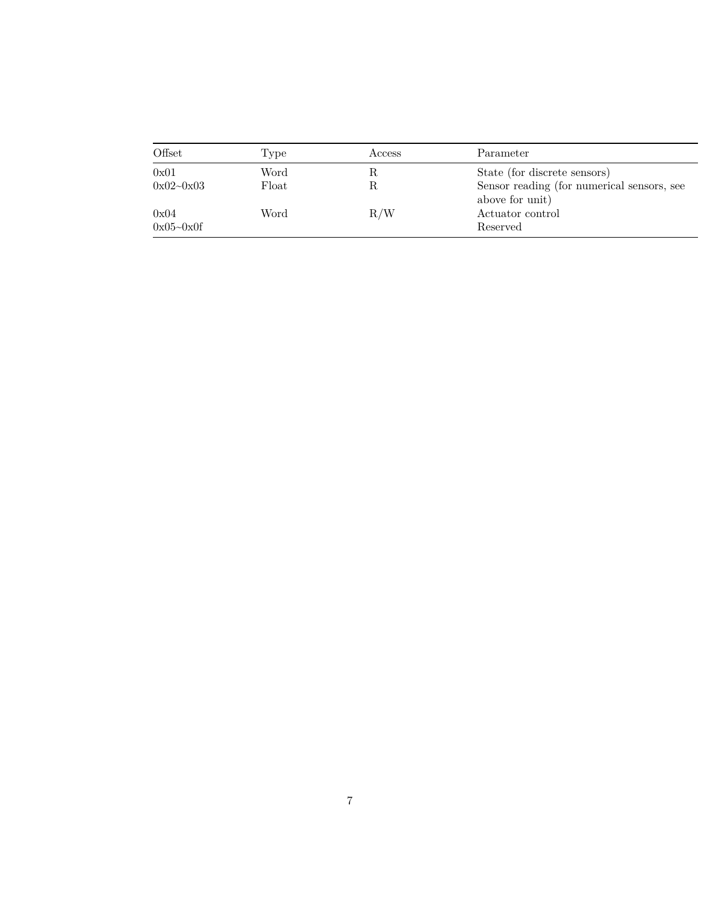| Offset | Type | Access | Parameter |
|---|---|---|---|
| 0x01 | Word | R | State (for discrete sensors) |
| 0x02~0x03 | Float | R | Sensor reading (for numerical sensors, see above for unit) |
| 0x04 | Word | R/W | Actuator control |
| 0x05~0x0f | | | Reserved |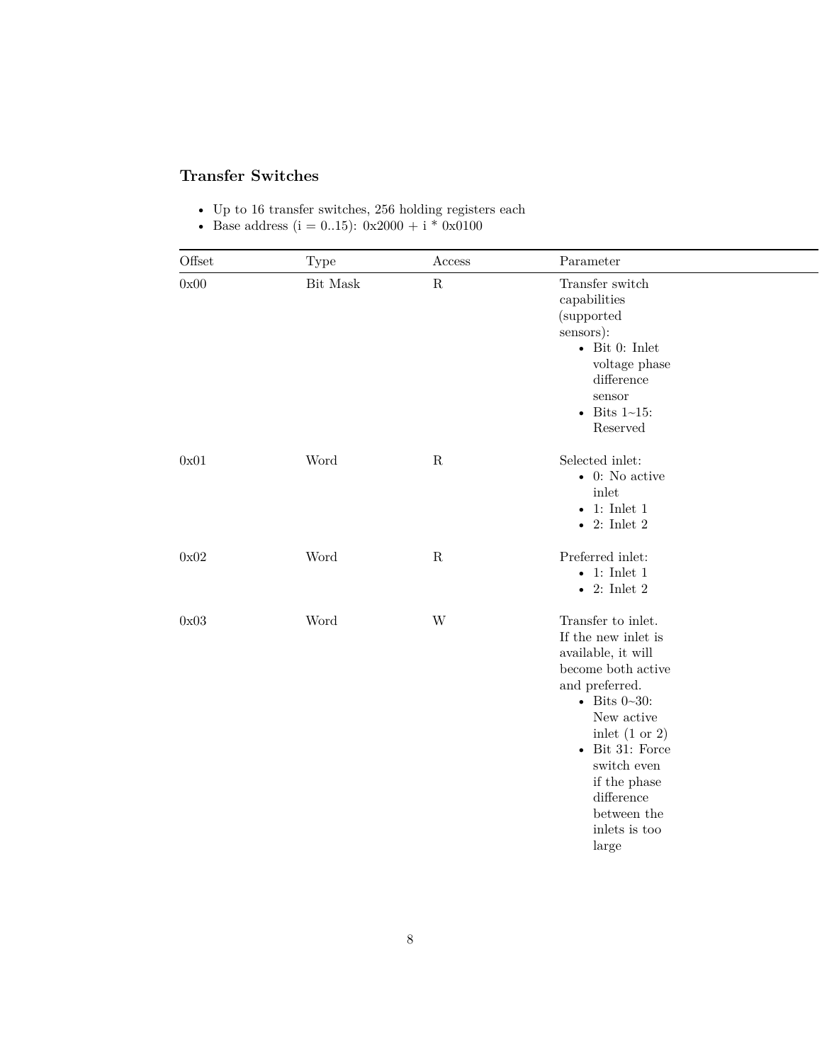## Transfer Switches

- Up to 16 transfer switches, 256 holding registers each
- Base address (i = 0..15): 0x2000 + i * 0x0100

| Offset | Type | Access | Parameter |
|---|---|---|---|
| 0x00 | Bit Mask | R | Transfer switch capabilities (supported sensors):<br>• Bit 0: Inlet voltage phase difference sensor<br>• Bits 1~15: Reserved |
| 0x01 | Word | R | Selected inlet:<br>• 0: No active inlet<br>• 1: Inlet 1<br>• 2: Inlet 2 |
| 0x02 | Word | R | Preferred inlet:<br>• 1: Inlet 1<br>• 2: Inlet 2 |
| 0x03 | Word | W | Transfer to inlet. If the new inlet is available, it will become both active and preferred.<br>• Bits 0~30: New active inlet (1 or 2)<br>• Bit 31: Force switch even if the phase difference between the inlets is too large |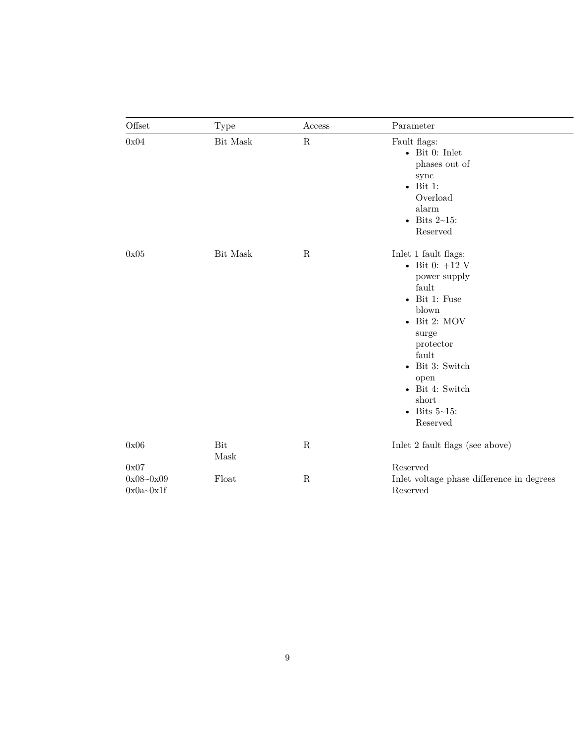| Offset | Type | Access | Parameter |
|---|---|---|---|
| 0x04 | Bit Mask | R | Fault flags:<br>• Bit 0: Inlet phases out of sync<br>• Bit 1: Overload alarm<br>• Bits 2~15: Reserved |
| 0x05 | Bit Mask | R | Inlet 1 fault flags:<br>• Bit 0: +12 V power supply fault<br>• Bit 1: Fuse blown<br>• Bit 2: MOV surge protector fault<br>• Bit 3: Switch open<br>• Bit 4: Switch short<br>• Bits 5~15: Reserved |
| 0x06 | Bit Mask | R | Inlet 2 fault flags (see above) |
| 0x07 | | | Reserved |
| 0x08~0x09 | Float | R | Inlet voltage phase difference in degrees |
| 0x0a~0x1f | | | Reserved |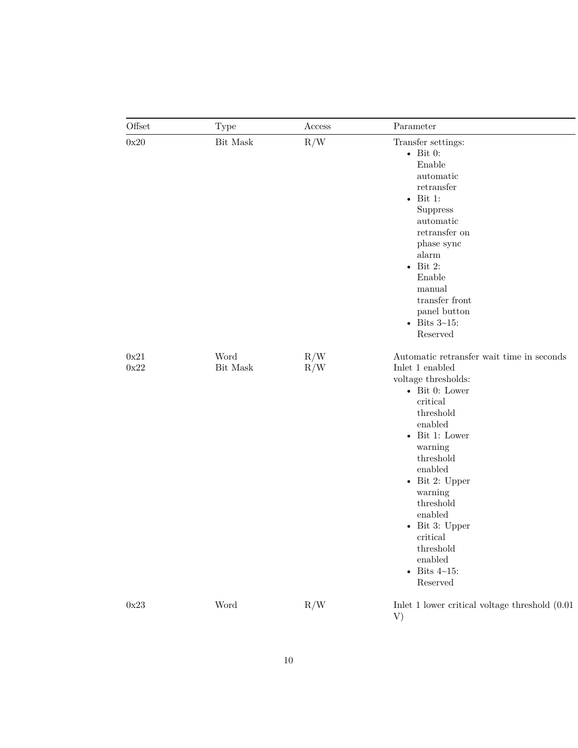| Offset | Type | Access | Parameter |
|---|---|---|---|
| 0x20 | Bit Mask | R/W | Transfer settings:<br>• Bit 0: Enable automatic retransfer<br>• Bit 1: Suppress automatic retransfer on phase sync alarm<br>• Bit 2: Enable manual transfer front panel button<br>• Bits 3~15: Reserved |
| 0x21 | Word | R/W | Automatic retransfer wait time in seconds |
| 0x22 | Bit Mask | R/W | Inlet 1 enabled voltage thresholds:<br>• Bit 0: Lower critical threshold enabled<br>• Bit 1: Lower warning threshold enabled<br>• Bit 2: Upper warning threshold enabled<br>• Bit 3: Upper critical threshold enabled<br>• Bits 4~15: Reserved |
| 0x23 | Word | R/W | Inlet 1 lower critical voltage threshold (0.01 V) |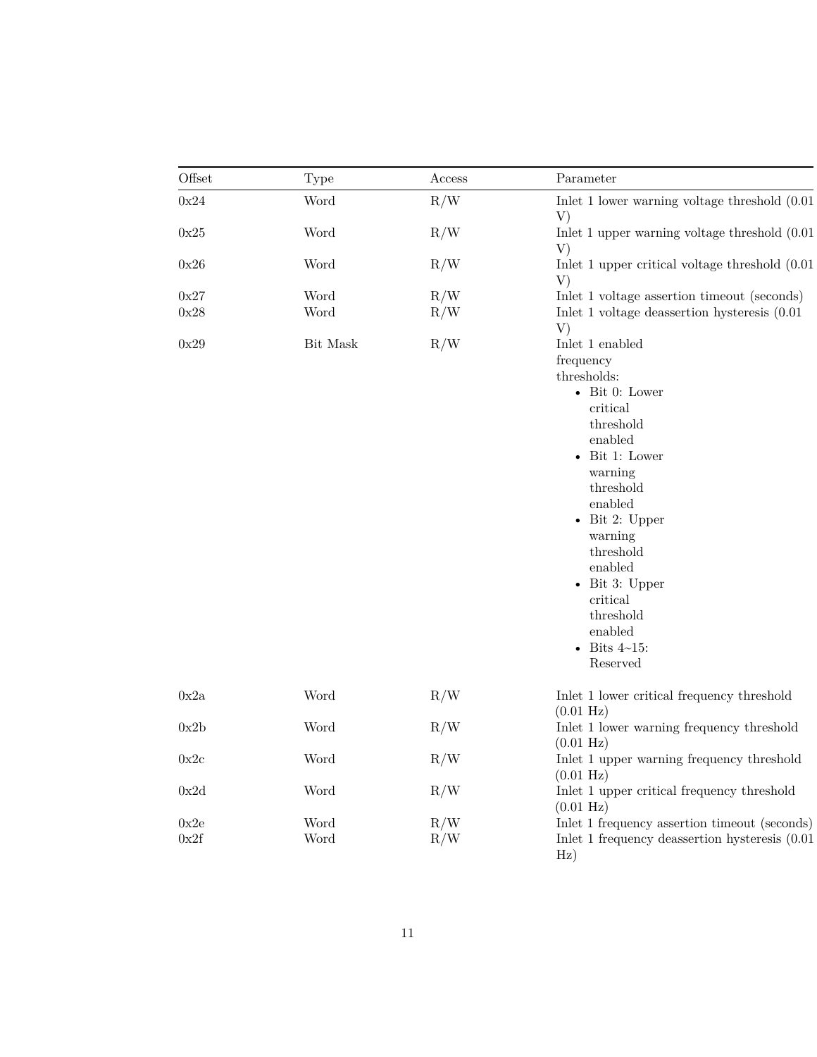| Offset | Type | Access | Parameter |
|---|---|---|---|
| 0x24 | Word | R/W | Inlet 1 lower warning voltage threshold (0.01 V) |
| 0x25 | Word | R/W | Inlet 1 upper warning voltage threshold (0.01 V) |
| 0x26 | Word | R/W | Inlet 1 upper critical voltage threshold (0.01 V) |
| 0x27 | Word | R/W | Inlet 1 voltage assertion timeout (seconds) |
| 0x28 | Word | R/W | Inlet 1 voltage deassertion hysteresis (0.01 V) |
| 0x29 | Bit Mask | R/W | Inlet 1 enabled frequency thresholds: <br>• Bit 0: Lower critical threshold enabled <br>• Bit 1: Lower warning threshold enabled <br>• Bit 2: Upper warning threshold enabled <br>• Bit 3: Upper critical threshold enabled <br>• Bits 4~15: Reserved |
| 0x2a | Word | R/W | Inlet 1 lower critical frequency threshold (0.01 Hz) |
| 0x2b | Word | R/W | Inlet 1 lower warning frequency threshold (0.01 Hz) |
| 0x2c | Word | R/W | Inlet 1 upper warning frequency threshold (0.01 Hz) |
| 0x2d | Word | R/W | Inlet 1 upper critical frequency threshold (0.01 Hz) |
| 0x2e | Word | R/W | Inlet 1 frequency assertion timeout (seconds) |
| 0x2f | Word | R/W | Inlet 1 frequency deassertion hysteresis (0.01 Hz) |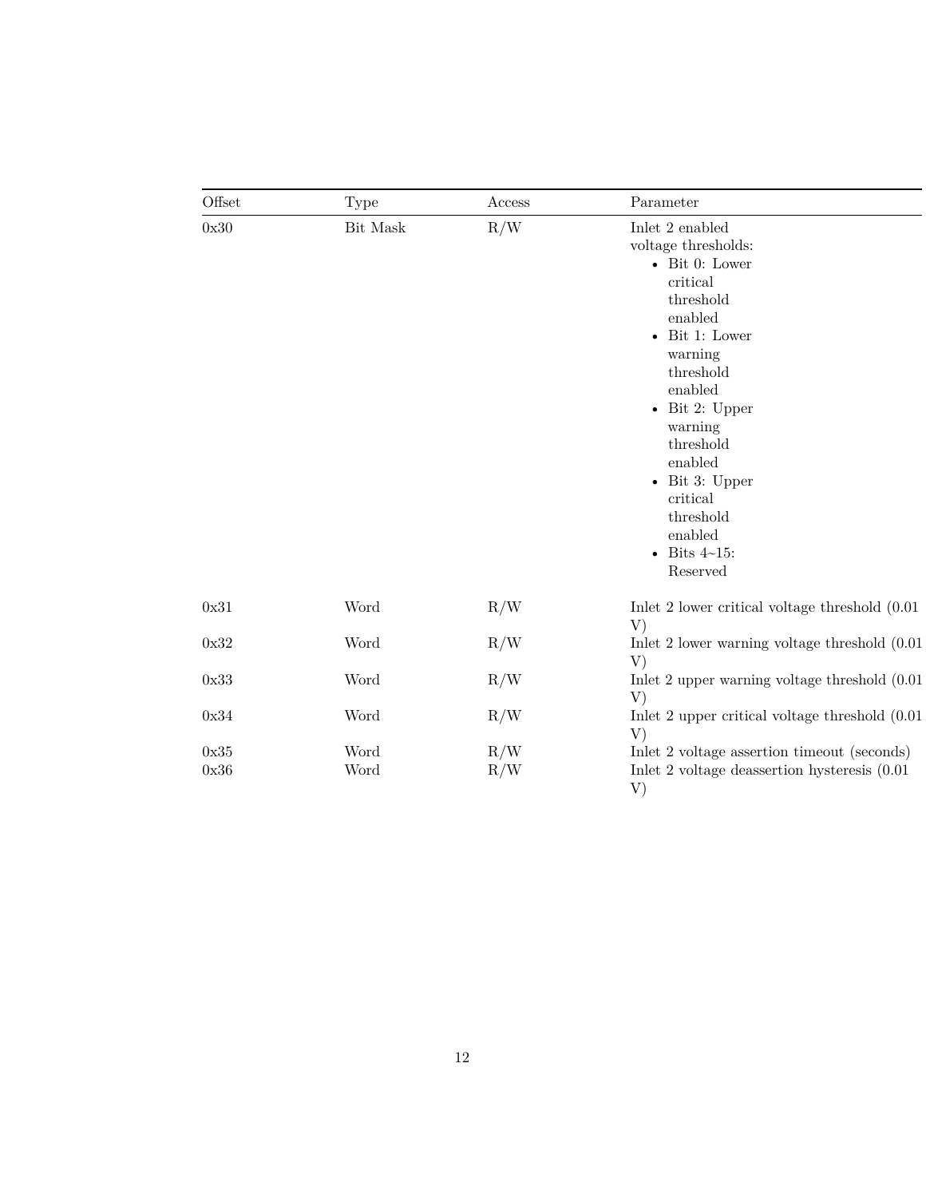| Offset | Type | Access | Parameter |
| --- | --- | --- | --- |
| 0x30 | Bit Mask | R/W | Inlet 2 enabled voltage thresholds:<br>• Bit 0: Lower critical threshold enabled<br>• Bit 1: Lower warning threshold enabled<br>• Bit 2: Upper warning threshold enabled<br>• Bit 3: Upper critical threshold enabled<br>• Bits 4~15: Reserved |
| 0x31 | Word | R/W | Inlet 2 lower critical voltage threshold (0.01 V) |
| 0x32 | Word | R/W | Inlet 2 lower warning voltage threshold (0.01 V) |
| 0x33 | Word | R/W | Inlet 2 upper warning voltage threshold (0.01 V) |
| 0x34 | Word | R/W | Inlet 2 upper critical voltage threshold (0.01 V) |
| 0x35 | Word | R/W | Inlet 2 voltage assertion timeout (seconds) |
| 0x36 | Word | R/W | Inlet 2 voltage deassertion hysteresis (0.01 V) |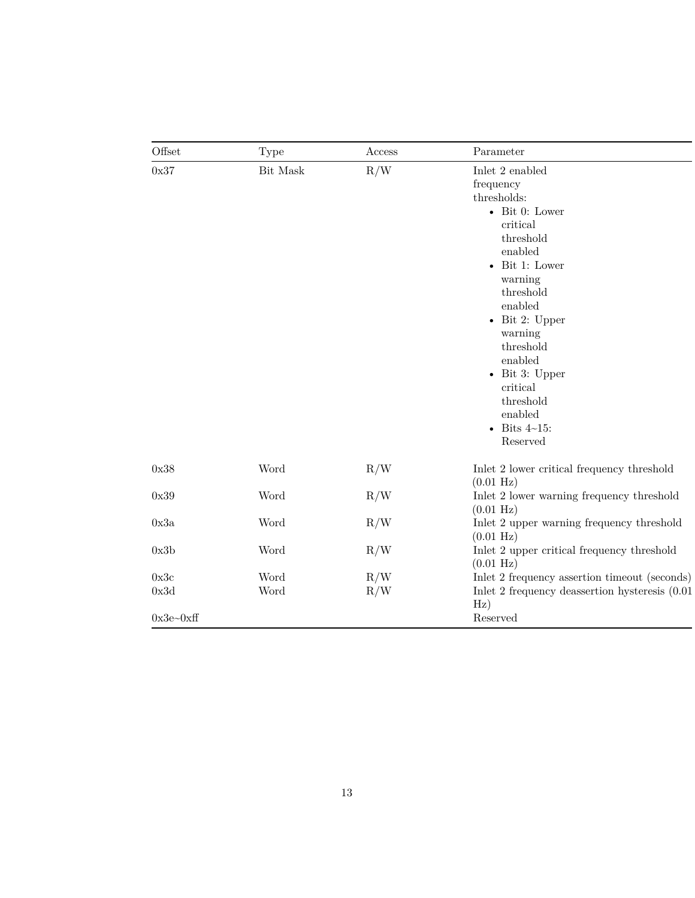| Offset | Type | Access | Parameter |
|---|---|---|---|
| 0x37 | Bit Mask | R/W | Inlet 2 enabled frequency thresholds:<br>• Bit 0: Lower critical threshold enabled<br>• Bit 1: Lower warning threshold enabled<br>• Bit 2: Upper warning threshold enabled<br>• Bit 3: Upper critical threshold enabled<br>• Bits 4~15: Reserved |
| 0x38 | Word | R/W | Inlet 2 lower critical frequency threshold (0.01 Hz) |
| 0x39 | Word | R/W | Inlet 2 lower warning frequency threshold (0.01 Hz) |
| 0x3a | Word | R/W | Inlet 2 upper warning frequency threshold (0.01 Hz) |
| 0x3b | Word | R/W | Inlet 2 upper critical frequency threshold (0.01 Hz) |
| 0x3c | Word | R/W | Inlet 2 frequency assertion timeout (seconds) |
| 0x3d | Word | R/W | Inlet 2 frequency deassertion hysteresis (0.01 Hz) |
| 0x3e~0xff | | | Reserved |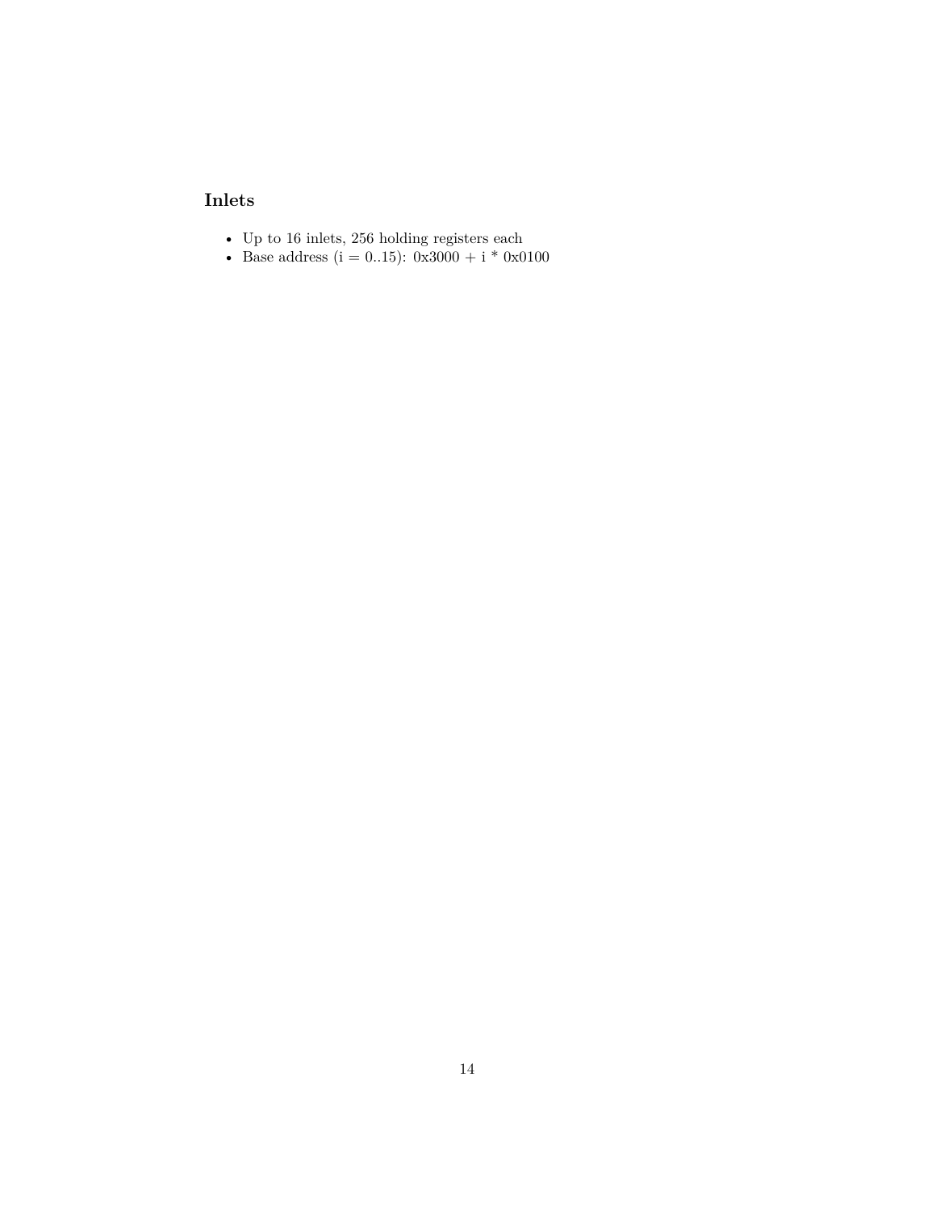## Inlets

- Up to 16 inlets, 256 holding registers each
- Base address (i = 0..15): 0x3000 + i * 0x0100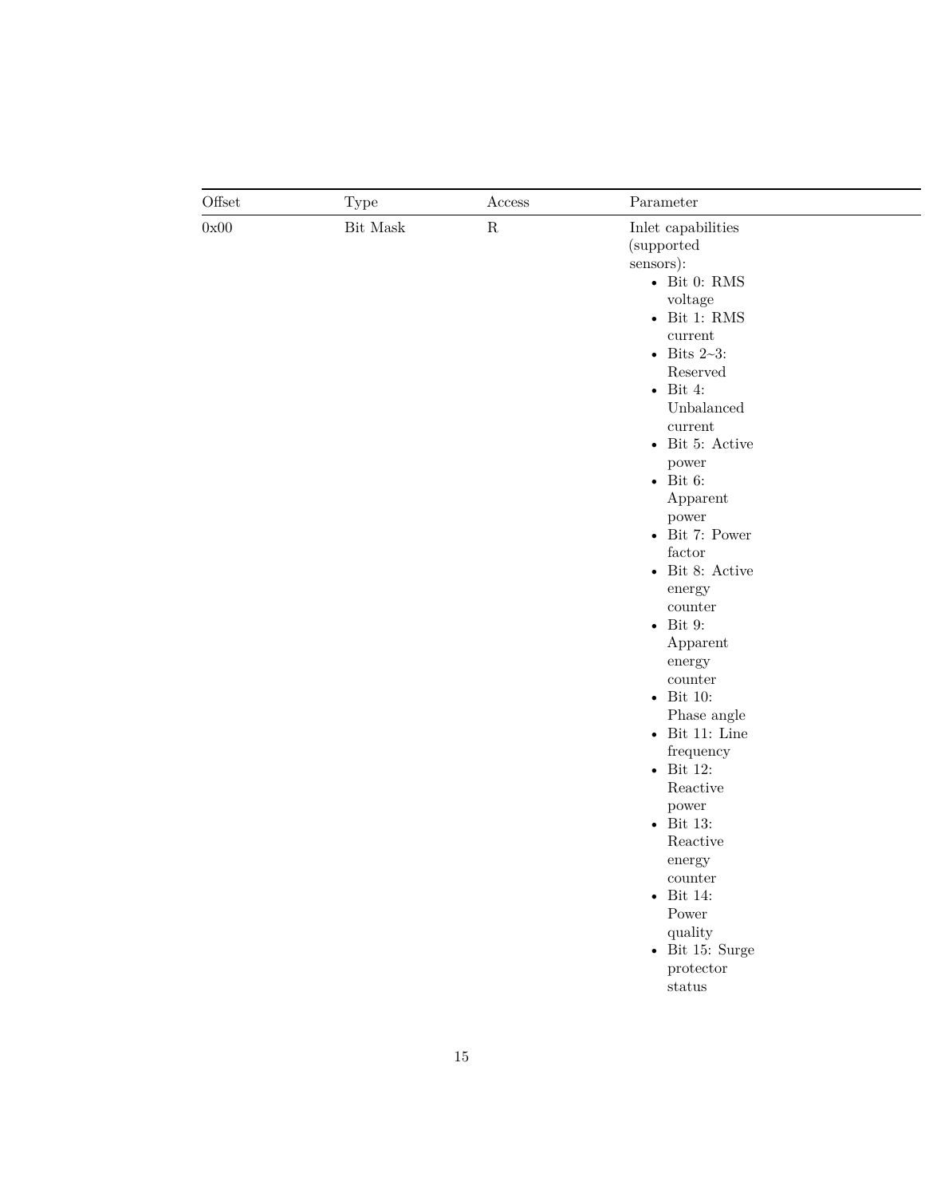| Offset | Type | Access | Parameter |
| --- | --- | --- | --- |
| 0x00 | Bit Mask | R | Inlet capabilities (supported sensors):<br>• Bit 0: RMS voltage<br>• Bit 1: RMS current<br>• Bits 2~3: Reserved<br>• Bit 4: Unbalanced current<br>• Bit 5: Active power<br>• Bit 6: Apparent power<br>• Bit 7: Power factor<br>• Bit 8: Active energy counter<br>• Bit 9: Apparent energy counter<br>• Bit 10: Phase angle<br>• Bit 11: Line frequency<br>• Bit 12: Reactive power<br>• Bit 13: Reactive energy counter<br>• Bit 14: Power quality<br>• Bit 15: Surge protector status |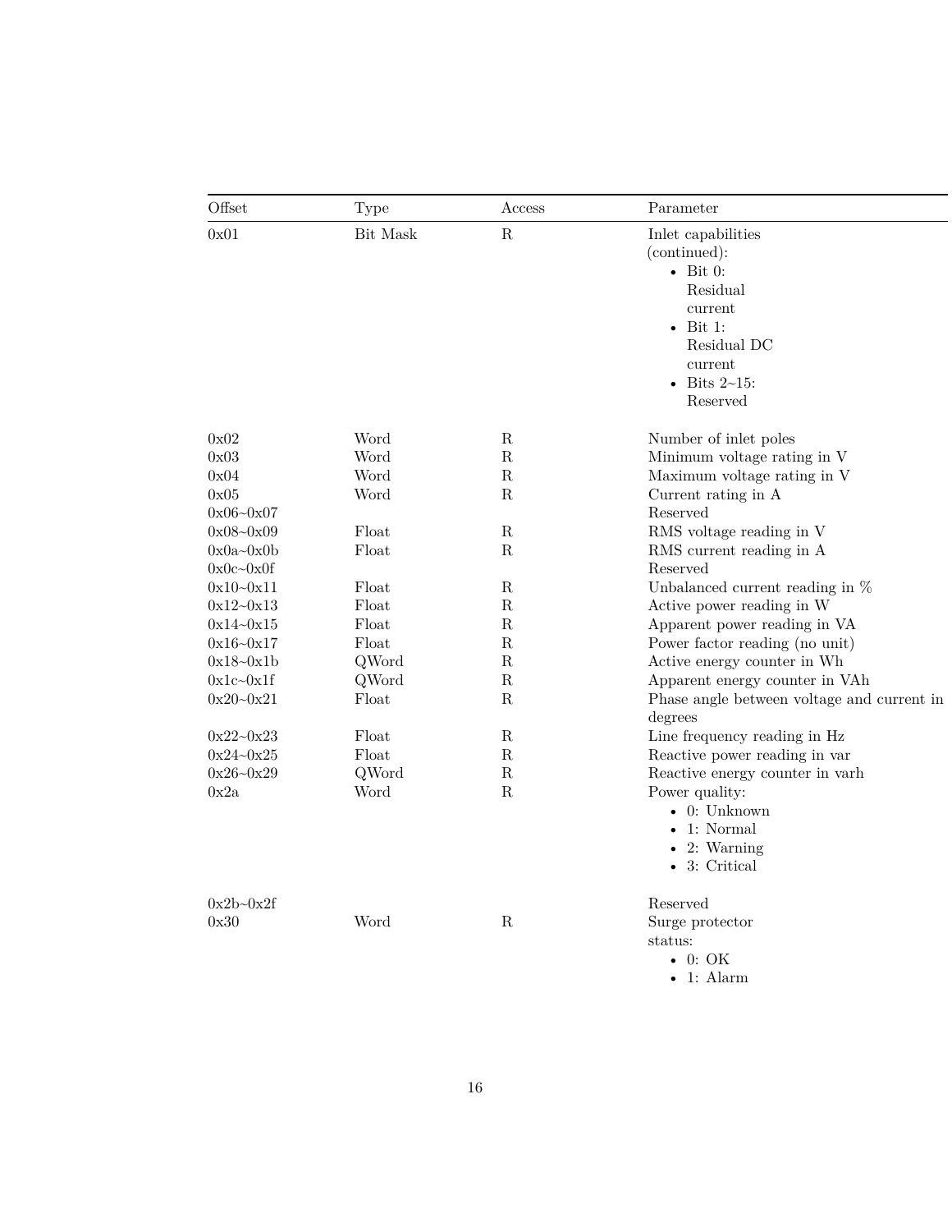| Offset | Type | Access | Parameter |
| --- | --- | --- | --- |
| 0x01 | Bit Mask | R | Inlet capabilities (continued): <br>• Bit 0: Residual current <br>• Bit 1: Residual DC current <br>• Bits 2~15: Reserved |
| 0x02 | Word | R | Number of inlet poles |
| 0x03 | Word | R | Minimum voltage rating in V |
| 0x04 | Word | R | Maximum voltage rating in V |
| 0x05 | Word | R | Current rating in A |
| 0x06~0x07 | | | Reserved |
| 0x08~0x09 | Float | R | RMS voltage reading in V |
| 0x0a~0x0b | Float | R | RMS current reading in A |
| 0x0c~0x0f | | | Reserved |
| 0x10~0x11 | Float | R | Unbalanced current reading in % |
| 0x12~0x13 | Float | R | Active power reading in W |
| 0x14~0x15 | Float | R | Apparent power reading in VA |
| 0x16~0x17 | Float | R | Power factor reading (no unit) |
| 0x18~0x1b | QWord | R | Active energy counter in Wh |
| 0x1c~0x1f | QWord | R | Apparent energy counter in VAh |
| 0x20~0x21 | Float | R | Phase angle between voltage and current in degrees |
| 0x22~0x23 | Float | R | Line frequency reading in Hz |
| 0x24~0x25 | Float | R | Reactive power reading in var |
| 0x26~0x29 | QWord | R | Reactive energy counter in varh |
| 0x2a | Word | R | Power quality: <br>• 0: Unknown <br>• 1: Normal <br>• 2: Warning <br>• 3: Critical |
| 0x2b~0x2f | | | Reserved |
| 0x30 | Word | R | Surge protector status: <br>• 0: OK <br>• 1: Alarm |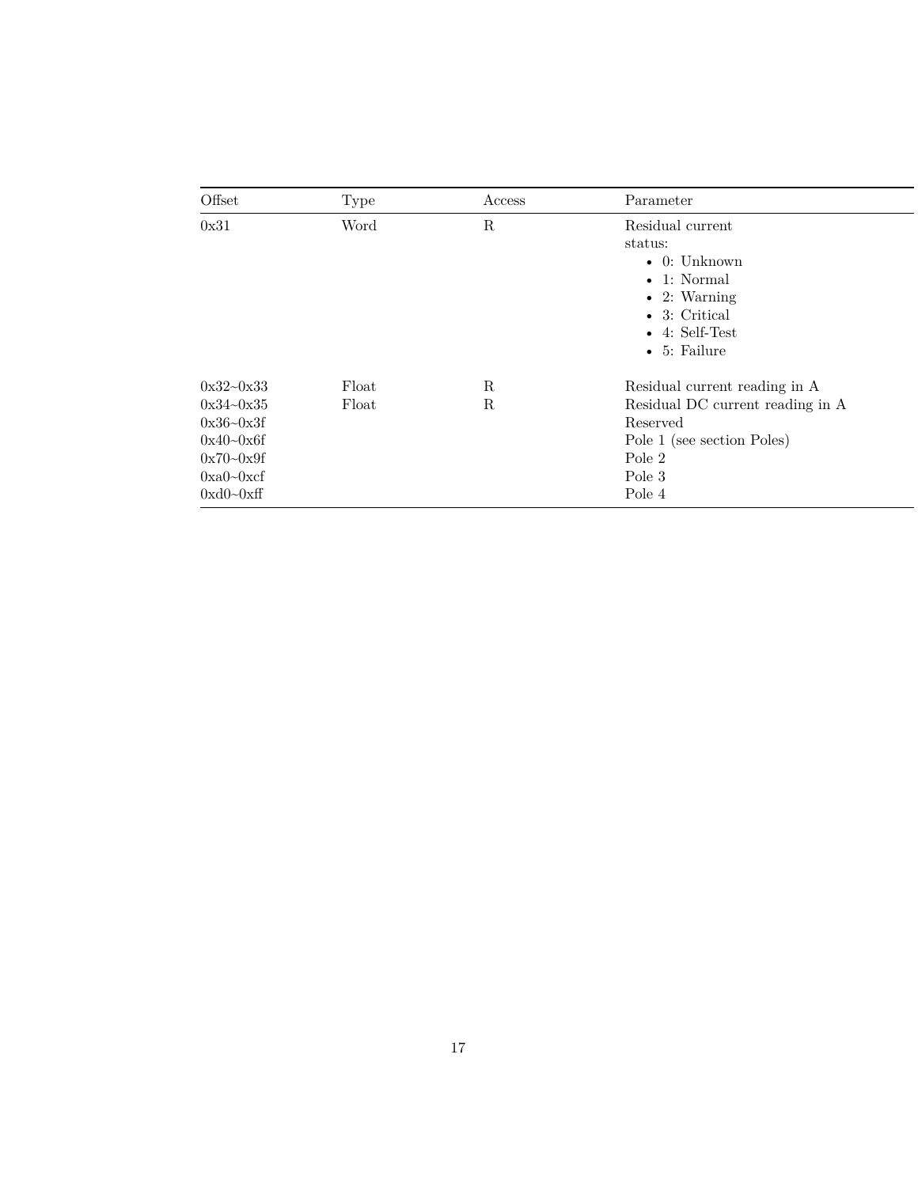| Offset | Type | Access | Parameter |
|---|---|---|---|
| 0x31 | Word | R | Residual current status:<br>• 0: Unknown<br>• 1: Normal<br>• 2: Warning<br>• 3: Critical<br>• 4: Self-Test<br>• 5: Failure |
| 0x32~0x33 | Float | R | Residual current reading in A |
| 0x34~0x35 | Float | R | Residual DC current reading in A |
| 0x36~0x3f | | | Reserved |
| 0x40~0x6f | | | Pole 1 (see section Poles) |
| 0x70~0x9f | | | Pole 2 |
| 0xa0~0xcf | | | Pole 3 |
| 0xd0~0xff | | | Pole 4 |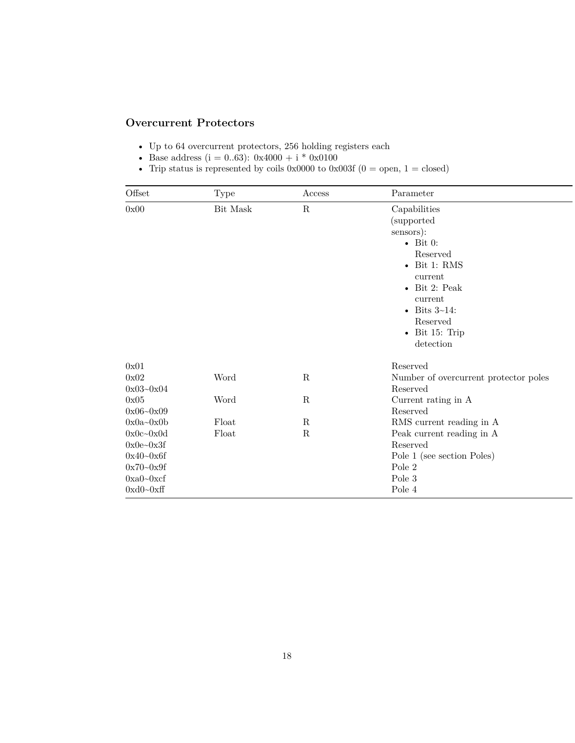### Overcurrent Protectors

- Up to 64 overcurrent protectors, 256 holding registers each
- Base address (i = 0..63): 0x4000 + i * 0x0100
- Trip status is represented by coils 0x0000 to 0x003f (0 = open, 1 = closed)

| Offset | Type | Access | Parameter |
|---|---|---|---|
| 0x00 | Bit Mask | R | Capabilities (supported sensors):<br>• Bit 0: Reserved<br>• Bit 1: RMS current<br>• Bit 2: Peak current<br>• Bits 3~14: Reserved<br>• Bit 15: Trip detection |
| 0x01 | | | Reserved |
| 0x02 | Word | R | Number of overcurrent protector poles |
| 0x03~0x04 | | | Reserved |
| 0x05 | Word | R | Current rating in A |
| 0x06~0x09 | | | Reserved |
| 0x0a~0x0b | Float | R | RMS current reading in A |
| 0x0c~0x0d | Float | R | Peak current reading in A |
| 0x0e~0x3f | | | Reserved |
| 0x40~0x6f | | | Pole 1 (see section Poles) |
| 0x70~0x9f | | | Pole 2 |
| 0xa0~0xcf | | | Pole 3 |
| 0xd0~0xff | | | Pole 4 |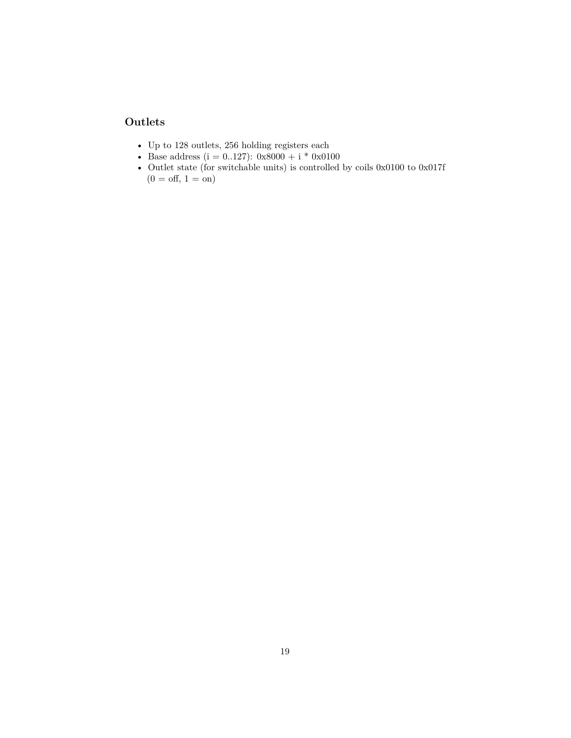### Outlets

- Up to 128 outlets, 256 holding registers each
- Base address (i = 0..127): 0x8000 + i * 0x0100
- Outlet state (for switchable units) is controlled by coils 0x0100 to 0x017f (0 = off, 1 = on)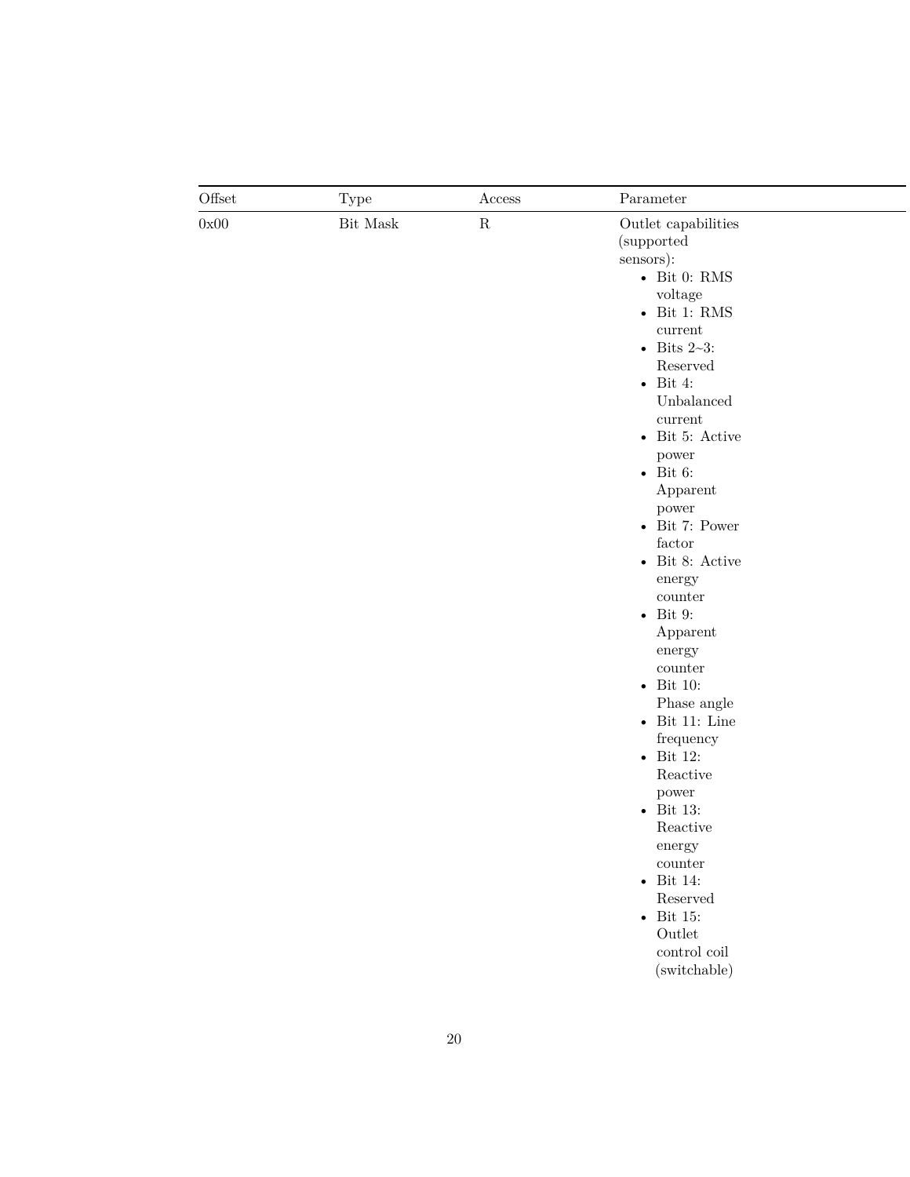| Offset | Type | Access | Parameter |
|---|---|---|---|
| 0x00 | Bit Mask | R | Outlet capabilities (supported sensors):<br>• Bit 0: RMS voltage<br>• Bit 1: RMS current<br>• Bits 2~3: Reserved<br>• Bit 4: Unbalanced current<br>• Bit 5: Active power<br>• Bit 6: Apparent power<br>• Bit 7: Power factor<br>• Bit 8: Active energy counter<br>• Bit 9: Apparent energy counter<br>• Bit 10: Phase angle<br>• Bit 11: Line frequency<br>• Bit 12: Reactive power<br>• Bit 13: Reactive energy counter<br>• Bit 14: Reserved<br>• Bit 15: Outlet control coil (switchable) |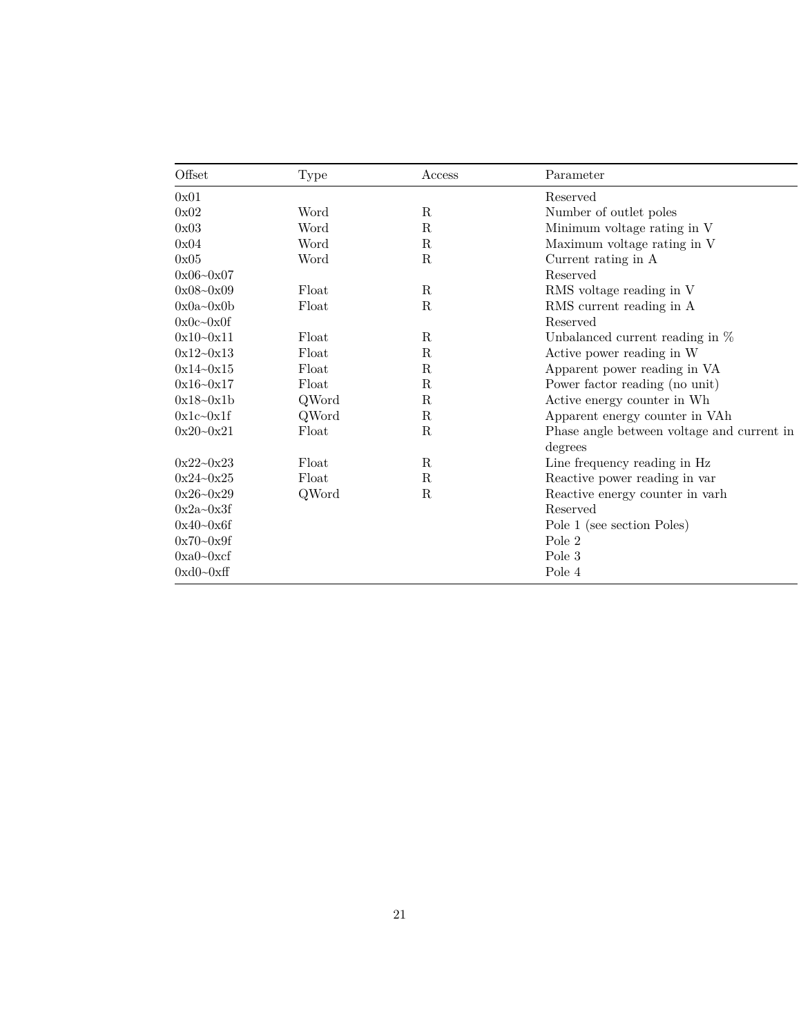| Offset | Type | Access | Parameter |
|---|---|---|---|
| 0x01 | | | Reserved |
| 0x02 | Word | R | Number of outlet poles |
| 0x03 | Word | R | Minimum voltage rating in V |
| 0x04 | Word | R | Maximum voltage rating in V |
| 0x05 | Word | R | Current rating in A |
| 0x06~0x07 | | | Reserved |
| 0x08~0x09 | Float | R | RMS voltage reading in V |
| 0x0a~0x0b | Float | R | RMS current reading in A |
| 0x0c~0x0f | | | Reserved |
| 0x10~0x11 | Float | R | Unbalanced current reading in % |
| 0x12~0x13 | Float | R | Active power reading in W |
| 0x14~0x15 | Float | R | Apparent power reading in VA |
| 0x16~0x17 | Float | R | Power factor reading (no unit) |
| 0x18~0x1b | QWord | R | Active energy counter in Wh |
| 0x1c~0x1f | QWord | R | Apparent energy counter in VAh |
| 0x20~0x21 | Float | R | Phase angle between voltage and current in degrees |
| 0x22~0x23 | Float | R | Line frequency reading in Hz |
| 0x24~0x25 | Float | R | Reactive power reading in var |
| 0x26~0x29 | QWord | R | Reactive energy counter in varh |
| 0x2a~0x3f | | | Reserved |
| 0x40~0x6f | | | Pole 1 (see section Poles) |
| 0x70~0x9f | | | Pole 2 |
| 0xa0~0xcf | | | Pole 3 |
| 0xd0~0xff | | | Pole 4 |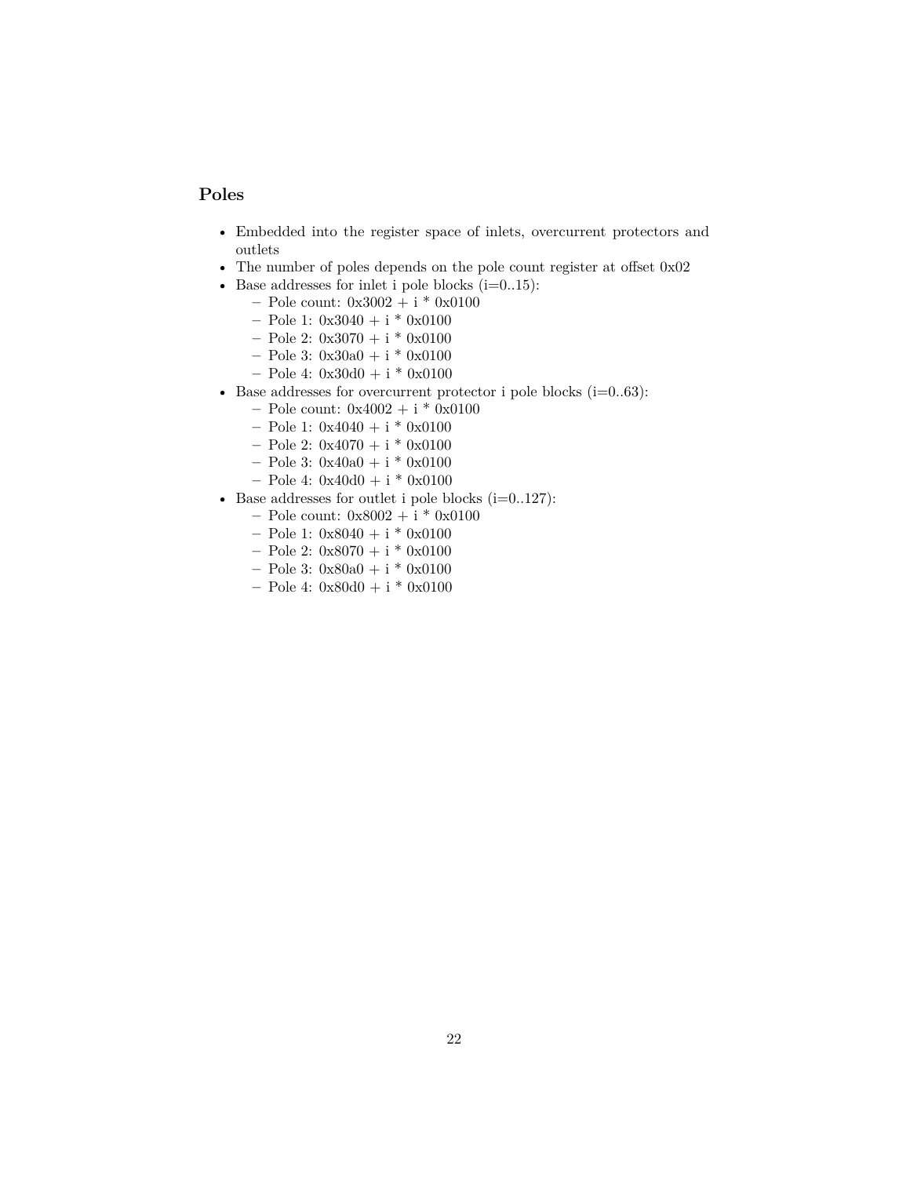## Poles

- Embedded into the register space of inlets, overcurrent protectors and outlets
- The number of poles depends on the pole count register at offset 0x02
- Base addresses for inlet i pole blocks (i=0..15):
  - Pole count: 0x3002 + i * 0x0100
  - Pole 1: 0x3040 + i * 0x0100
  - Pole 2: 0x3070 + i * 0x0100
  - Pole 3: 0x30a0 + i * 0x0100
  - Pole 4: 0x30d0 + i * 0x0100
- Base addresses for overcurrent protector i pole blocks (i=0..63):
  - Pole count: 0x4002 + i * 0x0100
  - Pole 1: 0x4040 + i * 0x0100
  - Pole 2: 0x4070 + i * 0x0100
  - Pole 3: 0x40a0 + i * 0x0100
  - Pole 4: 0x40d0 + i * 0x0100
- Base addresses for outlet i pole blocks (i=0..127):
  - Pole count: 0x8002 + i * 0x0100
  - Pole 1: 0x8040 + i * 0x0100
  - Pole 2: 0x8070 + i * 0x0100
  - Pole 3: 0x80a0 + i * 0x0100
  - Pole 4: 0x80d0 + i * 0x0100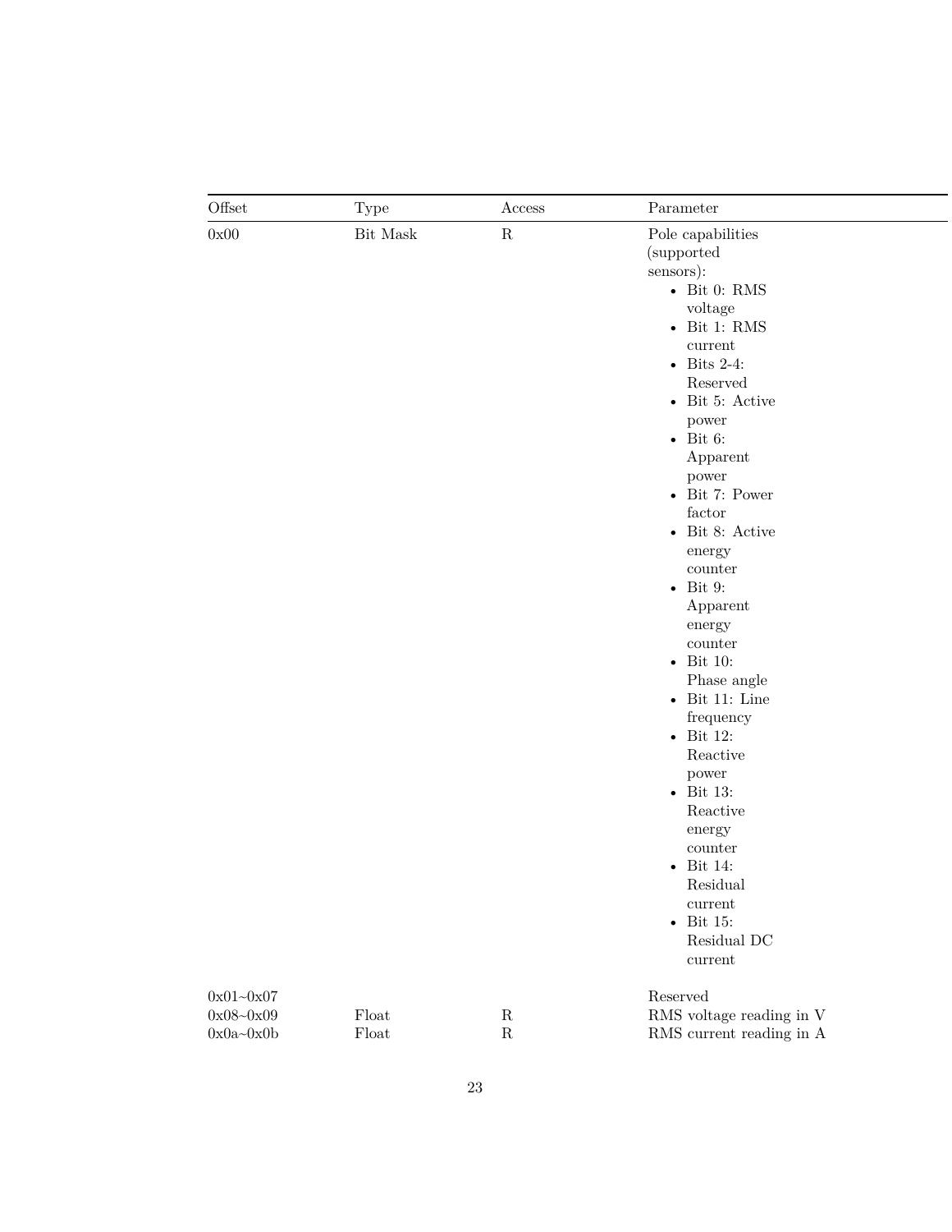| Offset | Type | Access | Parameter |
| --- | --- | --- | --- |
| 0x00 | Bit Mask | R | Pole capabilities (supported sensors): <br>• Bit 0: RMS voltage <br>• Bit 1: RMS current <br>• Bits 2-4: Reserved <br>• Bit 5: Active power <br>• Bit 6: Apparent power <br>• Bit 7: Power factor <br>• Bit 8: Active energy counter <br>• Bit 9: Apparent energy counter <br>• Bit 10: Phase angle <br>• Bit 11: Line frequency <br>• Bit 12: Reactive power <br>• Bit 13: Reactive energy counter <br>• Bit 14: Residual current <br>• Bit 15: Residual DC current |
| 0x01~0x07 | | | Reserved |
| 0x08~0x09 | Float | R | RMS voltage reading in V |
| 0x0a~0x0b | Float | R | RMS current reading in A |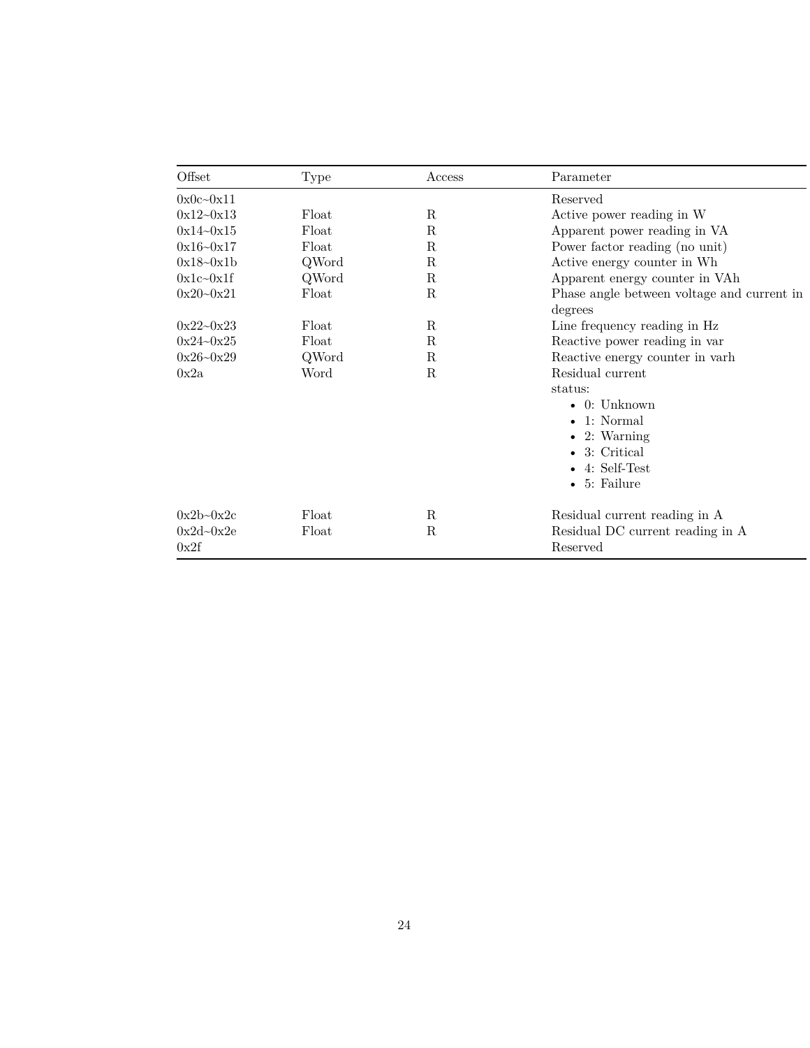| Offset | Type | Access | Parameter |
| --- | --- | --- | --- |
| 0x0c~0x11 | | | Reserved |
| 0x12~0x13 | Float | R | Active power reading in W |
| 0x14~0x15 | Float | R | Apparent power reading in VA |
| 0x16~0x17 | Float | R | Power factor reading (no unit) |
| 0x18~0x1b | QWord | R | Active energy counter in Wh |
| 0x1c~0x1f | QWord | R | Apparent energy counter in VAh |
| 0x20~0x21 | Float | R | Phase angle between voltage and current in degrees |
| 0x22~0x23 | Float | R | Line frequency reading in Hz |
| 0x24~0x25 | Float | R | Reactive power reading in var |
| 0x26~0x29 | QWord | R | Reactive energy counter in varh |
| 0x2a | Word | R | Residual current status:<br>• 0: Unknown<br>• 1: Normal<br>• 2: Warning<br>• 3: Critical<br>• 4: Self-Test<br>• 5: Failure |
| 0x2b~0x2c | Float | R | Residual current reading in A |
| 0x2d~0x2e | Float | R | Residual DC current reading in A |
| 0x2f | | | Reserved |